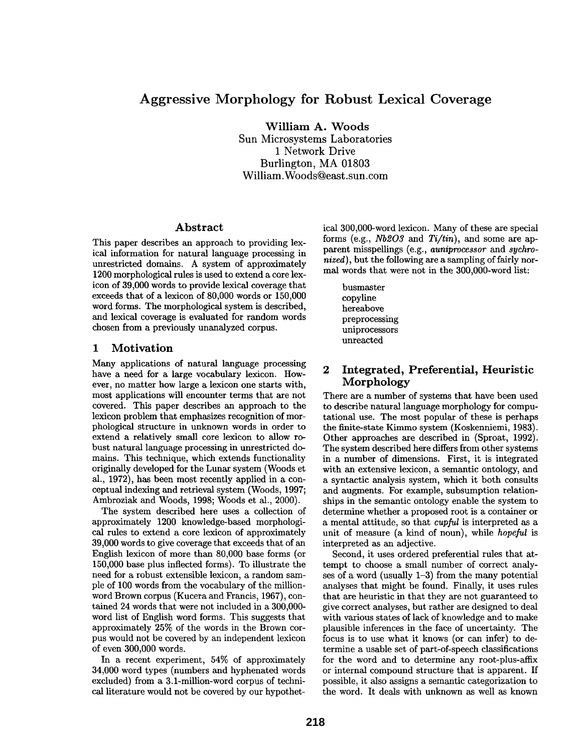# Aggressive Morphology for Robust Lexical Coverage

**William A. Woods**
Sun Microsystems Laboratories
1 Network Drive
Burlington, MA 01803
William.Woods@east.sun.com

## Abstract

This paper describes an approach to providing lexical information for natural language processing in unrestricted domains. A system of approximately 1200 morphological rules is used to extend a core lexicon of 39,000 words to provide lexical coverage that exceeds that of a lexicon of 80,000 words or 150,000 word forms. The morphological system is described, and lexical coverage is evaluated for random words chosen from a previously unanalyzed corpus.

## 1 Motivation

Many applications of natural language processing have a need for a large vocabulary lexicon. However, no matter how large a lexicon one starts with, most applications will encounter terms that are not covered. This paper describes an approach to the lexicon problem that emphasizes recognition of morphological structure in unknown words in order to extend a relatively small core lexicon to allow robust natural language processing in unrestricted domains. This technique, which extends functionality originally developed for the Lunar system (Woods et al., 1972), has been most recently applied in a conceptual indexing and retrieval system (Woods, 1997; Ambroziak and Woods, 1998; Woods et al., 2000).

The system described here uses a collection of approximately 1200 knowledge-based morphological rules to extend a core lexicon of approximately 39,000 words to give coverage that exceeds that of an English lexicon of more than 80,000 base forms (or 150,000 base plus inflected forms). To illustrate the need for a robust extensible lexicon, a random sample of 100 words from the vocabulary of the million-word Brown corpus (Kucera and Francis, 1967), contained 24 words that were not included in a 300,000-word list of English word forms. This suggests that approximately 25% of the words in the Brown corpus would not be covered by an independent lexicon of even 300,000 words.

In a recent experiment, 54% of approximately 34,000 word types (numbers and hyphenated words excluded) from a 3.1-million-word corpus of technical literature would not be covered by our hypothetical 300,000-word lexicon. Many of these are special forms (e.g., *Nb2O3* and *Ti/tin*), and some are apparent misspellings (e.g., ***auniprocessor*** and ***sychronized***), but the following are a sampling of fairly normal words that were not in the 300,000-word list:

busmaster
copyline
hereabove
preprocessing
uniprocessors
unreacted

## 2 Integrated, Preferential, Heuristic Morphology

There are a number of systems that have been used to describe natural language morphology for computational use. The most popular of these is perhaps the finite-state Kimmo system (Koskenniemi, 1983). Other approaches are described in (Sproat, 1992). The system described here differs from other systems in a number of dimensions. First, it is integrated with an extensive lexicon, a semantic ontology, and a syntactic analysis system, which it both consults and augments. For example, subsumption relationships in the semantic ontology enable the system to determine whether a proposed root is a container or a mental attitude, so that *cupful* is interpreted as a unit of measure (a kind of noun), while *hopeful* is interpreted as an adjective.

Second, it uses ordered preferential rules that attempt to choose a small number of correct analyses of a word (usually 1–3) from the many potential analyses that might be found. Finally, it uses rules that are heuristic in that they are not guaranteed to give correct analyses, but rather are designed to deal with various states of lack of knowledge and to make plausible inferences in the face of uncertainty. The focus is to use what it knows (or can infer) to determine a usable set of part-of-speech classifications for the word and to determine any root-plus-affix or internal compound structure that is apparent. If possible, it also assigns a semantic categorization to the word. It deals with unknown as well as known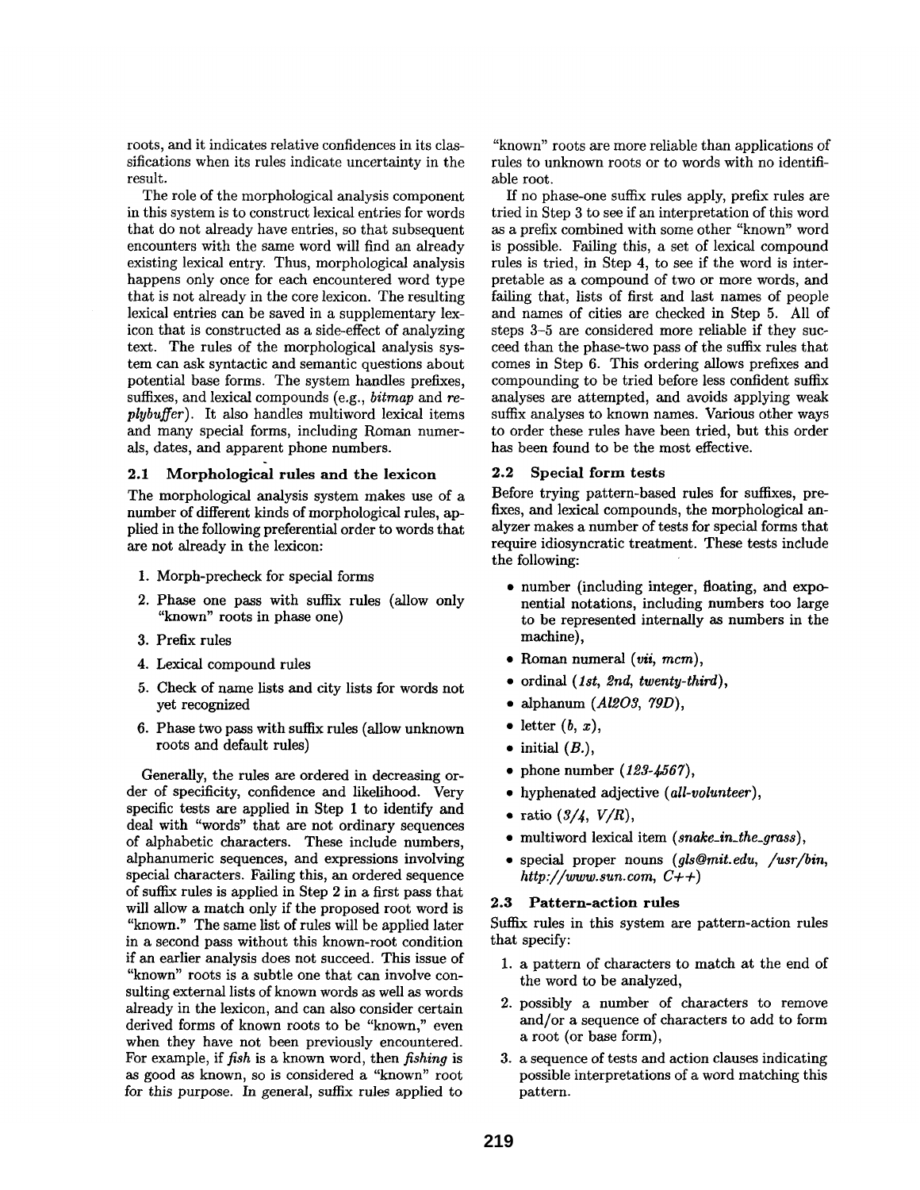roots, and it indicates relative confidences in its classifications when its rules indicate uncertainty in the result.

The role of the morphological analysis component in this system is to construct lexical entries for words that do not already have entries, so that subsequent encounters with the same word will find an already existing lexical entry. Thus, morphological analysis happens only once for each encountered word type that is not already in the core lexicon. The resulting lexical entries can be saved in a supplementary lexicon that is constructed as a side-effect of analyzing text. The rules of the morphological analysis system can ask syntactic and semantic questions about potential base forms. The system handles prefixes, suffixes, and lexical compounds (e.g., *bitmap* and *replybuffer*). It also handles multiword lexical items and many special forms, including Roman numerals, dates, and apparent phone numbers.

### 2.1 Morphological rules and the lexicon

The morphological analysis system makes use of a number of different kinds of morphological rules, applied in the following preferential order to words that are not already in the lexicon:

1. Morph-precheck for special forms
2. Phase one pass with suffix rules (allow only "known" roots in phase one)
3. Prefix rules
4. Lexical compound rules
5. Check of name lists and city lists for words not yet recognized
6. Phase two pass with suffix rules (allow unknown roots and default rules)

Generally, the rules are ordered in decreasing order of specificity, confidence and likelihood. Very specific tests are applied in Step 1 to identify and deal with "words" that are not ordinary sequences of alphabetic characters. These include numbers, alphanumeric sequences, and expressions involving special characters. Failing this, an ordered sequence of suffix rules is applied in Step 2 in a first pass that will allow a match only if the proposed root word is "known." The same list of rules will be applied later in a second pass without this known-root condition if an earlier analysis does not succeed. This issue of "known" roots is a subtle one that can involve consulting external lists of known words as well as words already in the lexicon, and can also consider certain derived forms of known roots to be "known," even when they have not been previously encountered. For example, if *fish* is a known word, then *fishing* is as good as known, so is considered a "known" root for this purpose. In general, suffix rules applied to "known" roots are more reliable than applications of rules to unknown roots or to words with no identifiable root.

If no phase-one suffix rules apply, prefix rules are tried in Step 3 to see if an interpretation of this word as a prefix combined with some other "known" word is possible. Failing this, a set of lexical compound rules is tried, in Step 4, to see if the word is interpretable as a compound of two or more words, and failing that, lists of first and last names of people and names of cities are checked in Step 5. All of steps 3–5 are considered more reliable if they succeed than the phase-two pass of the suffix rules that comes in Step 6. This ordering allows prefixes and compounding to be tried before less confident suffix analyses are attempted, and avoids applying weak suffix analyses to known names. Various other ways to order these rules have been tried, but this order has been found to be the most effective.

### 2.2 Special form tests

Before trying pattern-based rules for suffixes, prefixes, and lexical compounds, the morphological analyzer makes a number of tests for special forms that require idiosyncratic treatment. These tests include the following:

- number (including integer, floating, and exponential notations, including numbers too large to be represented internally as numbers in the machine),
- Roman numeral (*vii*, *mcm*),
- ordinal (*1st*, *2nd*, *twenty-third*),
- alphanum (*Al2O3*, *79D*),
- letter (*b*, *x*),
- initial (*B.*),
- phone number (*123-4567*),
- hyphenated adjective (*all-volunteer*),
- ratio (*3/4*, *V/R*),
- multiword lexical item (*snake_in_the_grass*),
- special proper nouns (*gls@mit.edu*, */usr/bin*, *http://www.sun.com*, *C++*)

### 2.3 Pattern-action rules

Suffix rules in this system are pattern-action rules that specify:

1. a pattern of characters to match at the end of the word to be analyzed,
2. possibly a number of characters to remove and/or a sequence of characters to add to form a root (or base form),
3. a sequence of tests and action clauses indicating possible interpretations of a word matching this pattern.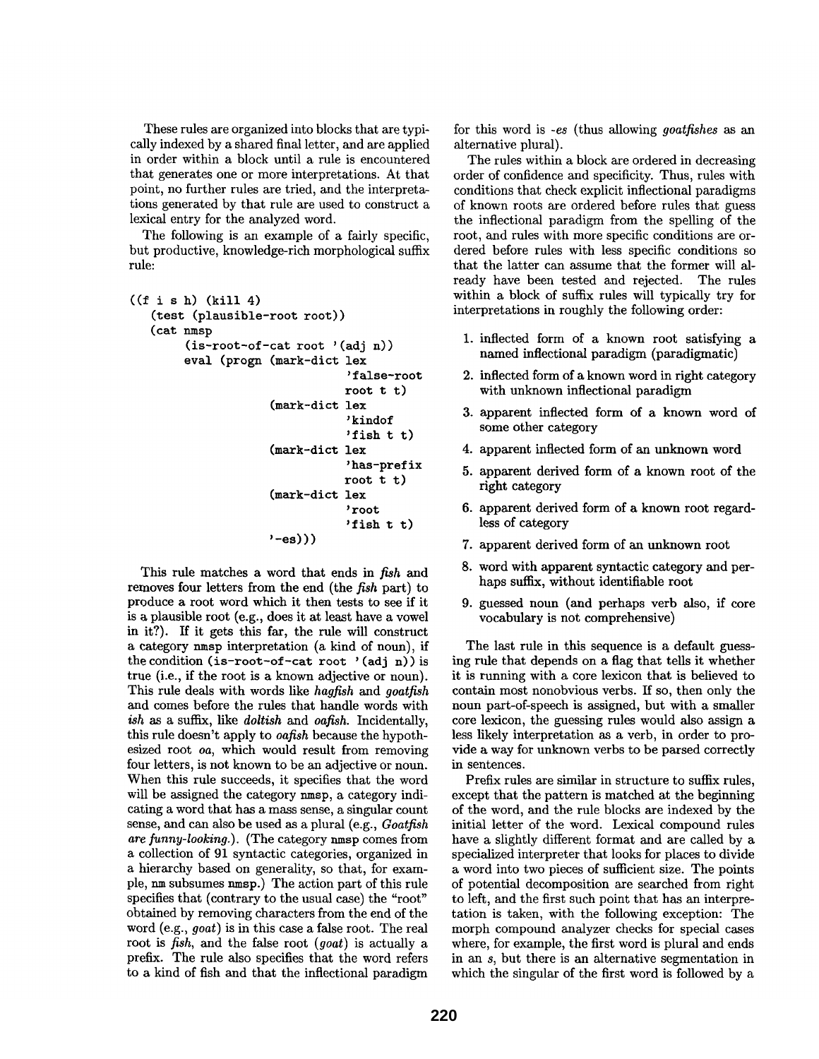These rules are organized into blocks that are typically indexed by a shared final letter, and are applied in order within a block until a rule is encountered that generates one or more interpretations. At that point, no further rules are tried, and the interpretations generated by that rule are used to construct a lexical entry for the analyzed word.

The following is an example of a fairly specific, but productive, knowledge-rich morphological suffix rule:

```
((f i s h) (kill 4)
   (test (plausible-root root))
   (cat nmsp
        (is-root-of-cat root '(adj n))
        eval (progn (mark-dict lex
                               'false-root
                               root t t)
                    (mark-dict lex
                               'kindof
                               'fish t t)
                    (mark-dict lex
                               'has-prefix
                               root t t)
                    (mark-dict lex
                               'root
                               'fish t t)
                    '-es)))
```

This rule matches a word that ends in *fish* and removes four letters from the end (the *fish* part) to produce a root word which it then tests to see if it is a plausible root (e.g., does it at least have a vowel in it?). If it gets this far, the rule will construct a category nmsp interpretation (a kind of noun), if the condition (is-root-of-cat root '(adj n)) is true (i.e., if the root is a known adjective or noun). This rule deals with words like *hagfish* and *goatfish* and comes before the rules that handle words with *ish* as a suffix, like *doltish* and *oafish*. Incidentally, this rule doesn't apply to *oafish* because the hypothesized root *oa*, which would result from removing four letters, is not known to be an adjective or noun. When this rule succeeds, it specifies that the word will be assigned the category nmsp, a category indicating a word that has a mass sense, a singular count sense, and can also be used as a plural (e.g., *Goatfish are funny-looking.*). (The category nmsp comes from a collection of 91 syntactic categories, organized in a hierarchy based on generality, so that, for example, nm subsumes nmsp.) The action part of this rule specifies that (contrary to the usual case) the "root" obtained by removing characters from the end of the word (e.g., *goat*) is in this case a false root. The real root is *fish*, and the false root (*goat*) is actually a prefix. The rule also specifies that the word refers to a kind of fish and that the inflectional paradigm for this word is *-es* (thus allowing *goatfishes* as an alternative plural).

The rules within a block are ordered in decreasing order of confidence and specificity. Thus, rules with conditions that check explicit inflectional paradigms of known roots are ordered before rules that guess the inflectional paradigm from the spelling of the root, and rules with more specific conditions are ordered before rules with less specific conditions so that the latter can assume that the former will already have been tested and rejected. The rules within a block of suffix rules will typically try for interpretations in roughly the following order:

1. inflected form of a known root satisfying a named inflectional paradigm (paradigmatic)
2. inflected form of a known word in right category with unknown inflectional paradigm
3. apparent inflected form of a known word of some other category
4. apparent inflected form of an unknown word
5. apparent derived form of a known root of the right category
6. apparent derived form of a known root regardless of category
7. apparent derived form of an unknown root
8. word with apparent syntactic category and perhaps suffix, without identifiable root
9. guessed noun (and perhaps verb also, if core vocabulary is not comprehensive)

The last rule in this sequence is a default guessing rule that depends on a flag that tells it whether it is running with a core lexicon that is believed to contain most nonobvious verbs. If so, then only the noun part-of-speech is assigned, but with a smaller core lexicon, the guessing rules would also assign a less likely interpretation as a verb, in order to provide a way for unknown verbs to be parsed correctly in sentences.

Prefix rules are similar in structure to suffix rules, except that the pattern is matched at the beginning of the word, and the rule blocks are indexed by the initial letter of the word. Lexical compound rules have a slightly different format and are called by a specialized interpreter that looks for places to divide a word into two pieces of sufficient size. The points of potential decomposition are searched from right to left, and the first such point that has an interpretation is taken, with the following exception: The morph compound analyzer checks for special cases where, for example, the first word is plural and ends in an *s*, but there is an alternative segmentation in which the singular of the first word is followed by a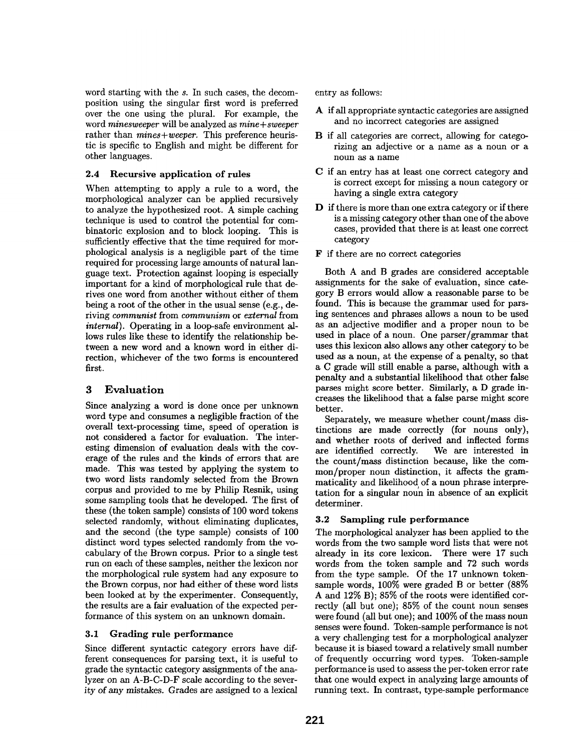word starting with the *s*. In such cases, the decomposition using the singular first word is preferred over the one using the plural. For example, the word *minesweeper* will be analyzed as *mine+sweeper* rather than *mines+weeper*. This preference heuristic is specific to English and might be different for other languages.

### 2.4 Recursive application of rules

When attempting to apply a rule to a word, the morphological analyzer can be applied recursively to analyze the hypothesized root. A simple caching technique is used to control the potential for combinatoric explosion and to block looping. This is sufficiently effective that the time required for morphological analysis is a negligible part of the time required for processing large amounts of natural language text. Protection against looping is especially important for a kind of morphological rule that derives one word from another without either of them being a root of the other in the usual sense (e.g., deriving *communist* from *communism* or *external* from *internal*). Operating in a loop-safe environment allows rules like these to identify the relationship between a new word and a known word in either direction, whichever of the two forms is encountered first.

## 3 Evaluation

Since analyzing a word is done once per unknown word type and consumes a negligible fraction of the overall text-processing time, speed of operation is not considered a factor for evaluation. The interesting dimension of evaluation deals with the coverage of the rules and the kinds of errors that are made. This was tested by applying the system to two word lists randomly selected from the Brown corpus and provided to me by Philip Resnik, using some sampling tools that he developed. The first of these (the token sample) consists of 100 word tokens selected randomly, without eliminating duplicates, and the second (the type sample) consists of 100 distinct word types selected randomly from the vocabulary of the Brown corpus. Prior to a single test run on each of these samples, neither the lexicon nor the morphological rule system had any exposure to the Brown corpus, nor had either of these word lists been looked at by the experimenter. Consequently, the results are a fair evaluation of the expected performance of this system on an unknown domain.

### 3.1 Grading rule performance

Since different syntactic category errors have different consequences for parsing text, it is useful to grade the syntactic category assignments of the analyzer on an A-B-C-D-F scale according to the severity of any mistakes. Grades are assigned to a lexical entry as follows:

- **A** if all appropriate syntactic categories are assigned and no incorrect categories are assigned
- **B** if all categories are correct, allowing for categorizing an adjective or a name as a noun or a noun as a name
- **C** if an entry has at least one correct category and is correct except for missing a noun category or having a single extra category
- **D** if there is more than one extra category or if there is a missing category other than one of the above cases, provided that there is at least one correct category
- **F** if there are no correct categories

Both A and B grades are considered acceptable assignments for the sake of evaluation, since category B errors would allow a reasonable parse to be found. This is because the grammar used for parsing sentences and phrases allows a noun to be used as an adjective modifier and a proper noun to be used in place of a noun. One parser/grammar that uses this lexicon also allows any other category to be used as a noun, at the expense of a penalty, so that a C grade will still enable a parse, although with a penalty and a substantial likelihood that other false parses might score better. Similarly, a D grade increases the likelihood that a false parse might score better.

Separately, we measure whether count/mass distinctions are made correctly (for nouns only), and whether roots of derived and inflected forms are identified correctly. We are interested in the count/mass distinction because, like the common/proper noun distinction, it affects the grammaticality and likelihood of a noun phrase interpretation for a singular noun in absence of an explicit determiner.

### 3.2 Sampling rule performance

The morphological analyzer has been applied to the words from the two sample word lists that were not already in its core lexicon. There were 17 such words from the token sample and 72 such words from the type sample. Of the 17 unknown token-sample words, 100% were graded B or better (88% A and 12% B); 85% of the roots were identified correctly (all but one); 85% of the count noun senses were found (all but one); and 100% of the mass noun senses were found. Token-sample performance is not a very challenging test for a morphological analyzer because it is biased toward a relatively small number of frequently occurring word types. Token-sample performance is used to assess the per-token error rate that one would expect in analyzing large amounts of running text. In contrast, type-sample performance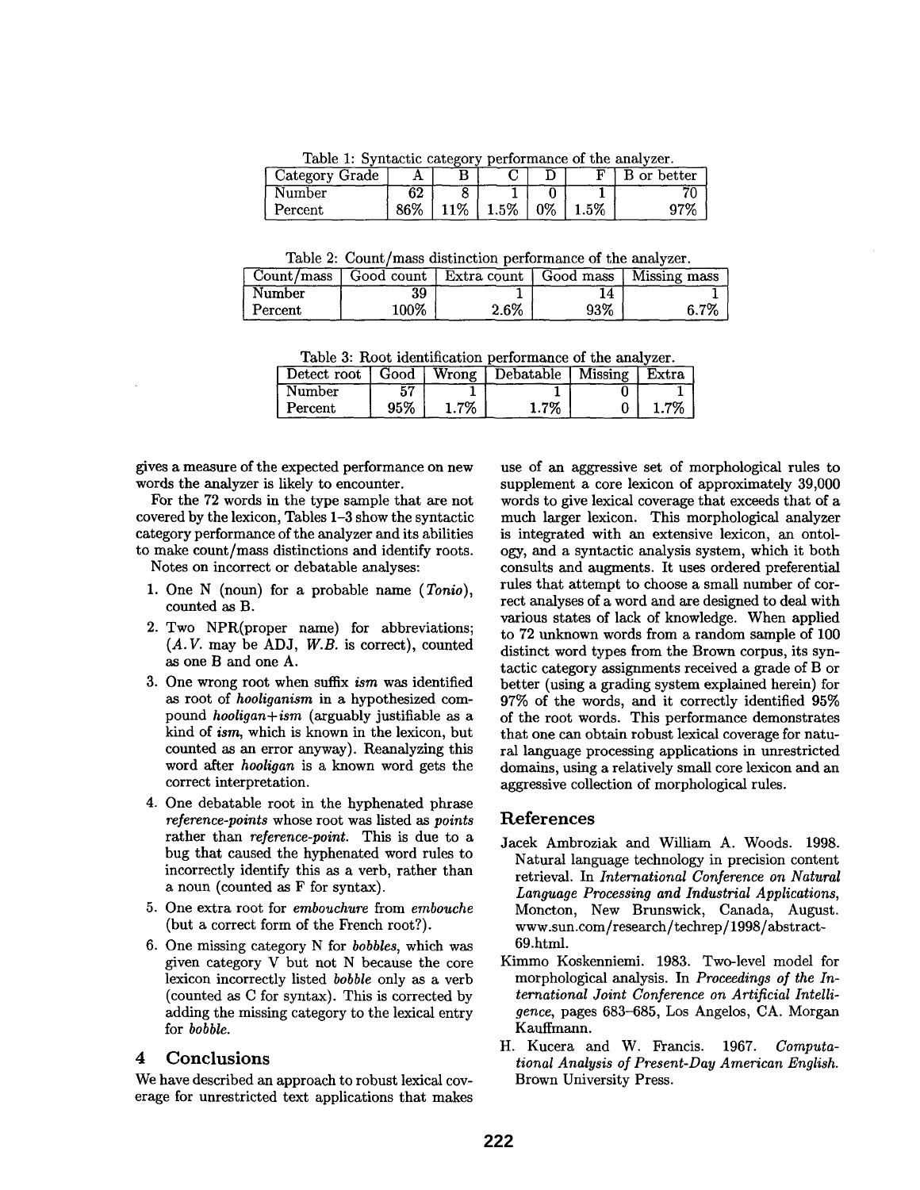Table 1: Syntactic category performance of the analyzer.

| Category Grade | A | B | C | D | F | B or better |
|---|---|---|---|---|---|---|
| Number | 62 | 8 | 1 | 0 | 1 | 70 |
| Percent | 86% | 11% | 1.5% | 0% | 1.5% | 97% |

Table 2: Count/mass distinction performance of the analyzer.

| Count/mass | Good count | Extra count | Good mass | Missing mass |
|---|---|---|---|---|
| Number | 39 | 1 | 14 | 1 |
| Percent | 100% | 2.6% | 93% | 6.7% |

Table 3: Root identification performance of the analyzer.

| Detect root | Good | Wrong | Debatable | Missing | Extra |
|---|---|---|---|---|---|
| Number | 57 | 1 | 1 | 0 | 1 |
| Percent | 95% | 1.7% | 1.7% | 0 | 1.7% |

gives a measure of the expected performance on new words the analyzer is likely to encounter.

For the 72 words in the type sample that are not covered by the lexicon, Tables 1–3 show the syntactic category performance of the analyzer and its abilities to make count/mass distinctions and identify roots.

Notes on incorrect or debatable analyses:

1. One N (noun) for a probable name (*Tonio*), counted as B.
2. Two NPR(proper name) for abbreviations; (*A.V.* may be ADJ, *W.B.* is correct), counted as one B and one A.
3. One wrong root when suffix *ism* was identified as root of *hooliganism* in a hypothesized compound *hooligan+ism* (arguably justifiable as a kind of *ism*, which is known in the lexicon, but counted as an error anyway). Reanalyzing this word after *hooligan* is a known word gets the correct interpretation.
4. One debatable root in the hyphenated phrase *reference-points* whose root was listed as *points* rather than *reference-point*. This is due to a bug that caused the hyphenated word rules to incorrectly identify this as a verb, rather than a noun (counted as F for syntax).
5. One extra root for *embouchure* from *embouche* (but a correct form of the French root?).
6. One missing category N for *bobbles*, which was given category V but not N because the core lexicon incorrectly listed *bobble* only as a verb (counted as C for syntax). This is corrected by adding the missing category to the lexical entry for *bobble*.

## 4 Conclusions

We have described an approach to robust lexical coverage for unrestricted text applications that makes use of an aggressive set of morphological rules to supplement a core lexicon of approximately 39,000 words to give lexical coverage that exceeds that of a much larger lexicon. This morphological analyzer is integrated with an extensive lexicon, an ontology, and a syntactic analysis system, which it both consults and augments. It uses ordered preferential rules that attempt to choose a small number of correct analyses of a word and are designed to deal with various states of lack of knowledge. When applied to 72 unknown words from a random sample of 100 distinct word types from the Brown corpus, its syntactic category assignments received a grade of B or better (using a grading system explained herein) for 97% of the words, and it correctly identified 95% of the root words. This performance demonstrates that one can obtain robust lexical coverage for natural language processing applications in unrestricted domains, using a relatively small core lexicon and an aggressive collection of morphological rules.

## References

Jacek Ambroziak and William A. Woods. 1998. Natural language technology in precision content retrieval. In *International Conference on Natural Language Processing and Industrial Applications*, Moncton, New Brunswick, Canada, August. www.sun.com/research/techrep/1998/abstract-69.html.

Kimmo Koskenniemi. 1983. Two-level model for morphological analysis. In *Proceedings of the International Joint Conference on Artificial Intelligence*, pages 683–685, Los Angelos, CA. Morgan Kauffmann.

H. Kucera and W. Francis. 1967. *Computational Analysis of Present-Day American English*. Brown University Press.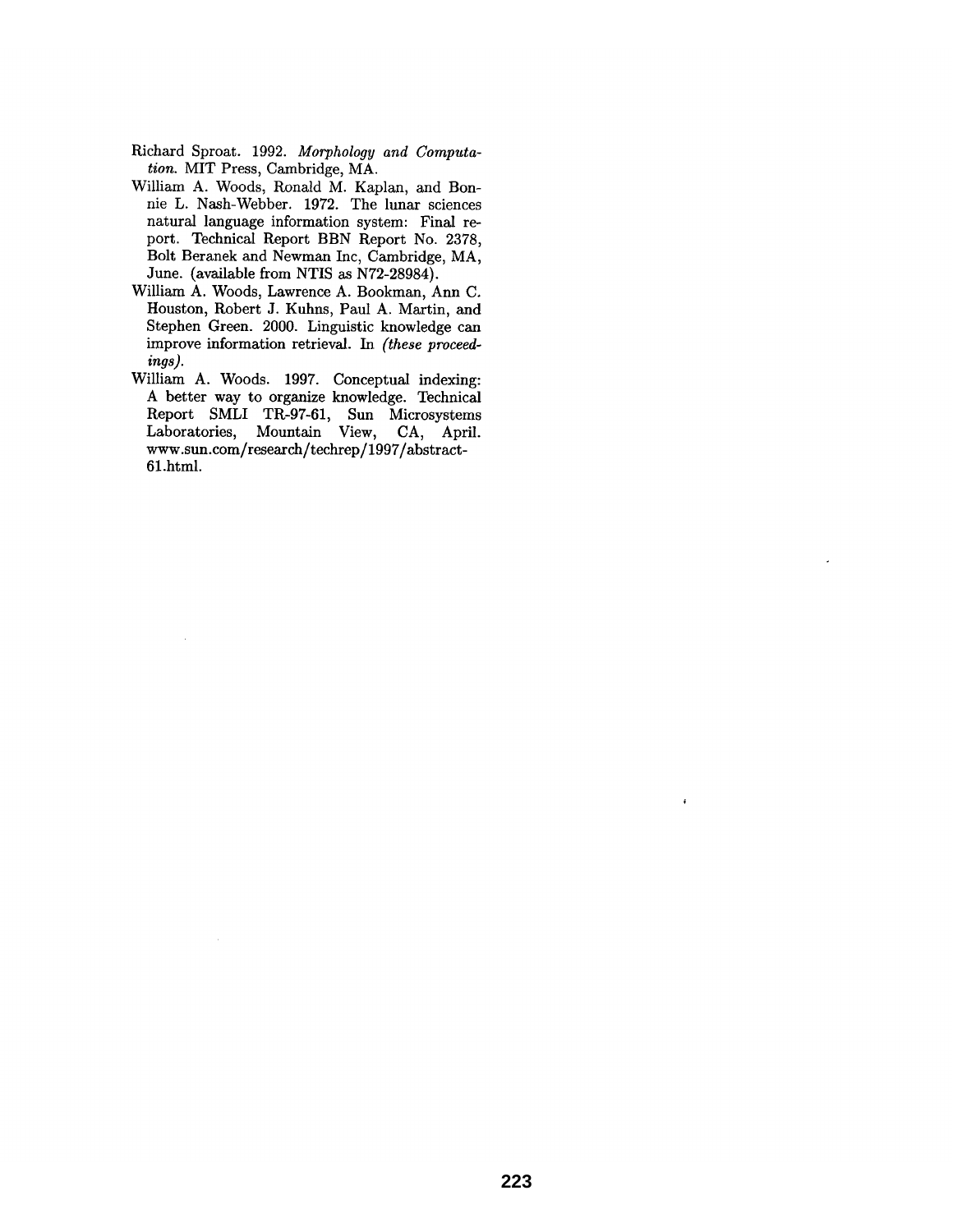Richard Sproat. 1992. *Morphology and Computation.* MIT Press, Cambridge, MA.

William A. Woods, Ronald M. Kaplan, and Bonnie L. Nash-Webber. 1972. The lunar sciences natural language information system: Final report. Technical Report BBN Report No. 2378, Bolt Beranek and Newman Inc, Cambridge, MA, June. (available from NTIS as N72-28984).

William A. Woods, Lawrence A. Bookman, Ann C. Houston, Robert J. Kuhns, Paul A. Martin, and Stephen Green. 2000. Linguistic knowledge can improve information retrieval. In *(these proceedings)*.

William A. Woods. 1997. Conceptual indexing: A better way to organize knowledge. Technical Report SMLI TR-97-61, Sun Microsystems Laboratories, Mountain View, CA, April. www.sun.com/research/techrep/1997/abstract-61.html.